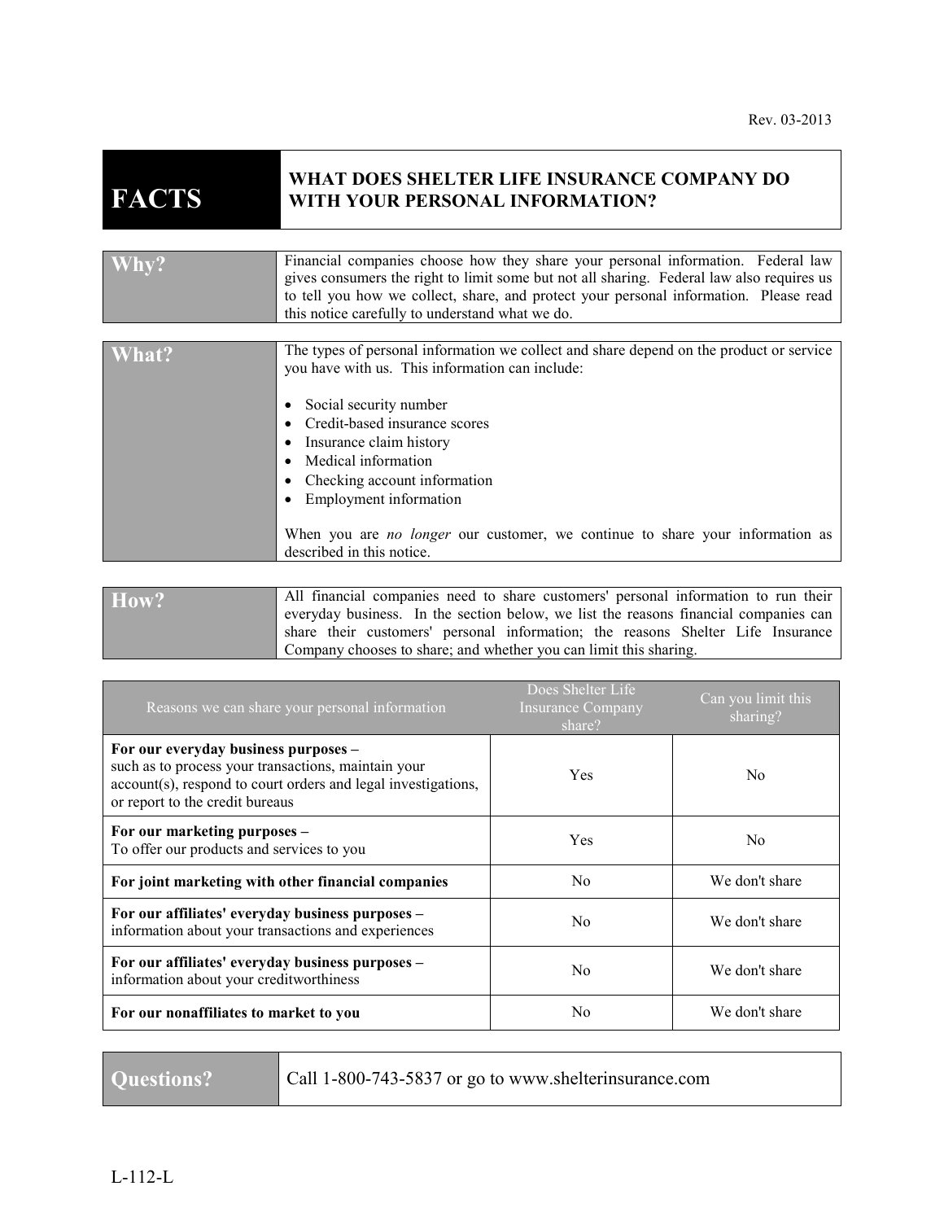Rev. 03-2013

# FACTS

## WHAT DOES SHELTER LIFE INSURANCE COMPANY DO WITH YOUR PERSONAL INFORMATION?

| | |
|---|---|
| **Why?** | Financial companies choose how they share your personal information. Federal law gives consumers the right to limit some but not all sharing. Federal law also requires us to tell you how we collect, share, and protect your personal information. Please read this notice carefully to understand what we do. |

| | |
|---|---|
| **What?** | The types of personal information we collect and share depend on the product or service you have with us. This information can include:<br><br>• Social security number<br>• Credit-based insurance scores<br>• Insurance claim history<br>• Medical information<br>• Checking account information<br>• Employment information<br><br>When you are *no longer* our customer, we continue to share your information as described in this notice. |

| | |
|---|---|
| **How?** | All financial companies need to share customers' personal information to run their everyday business. In the section below, we list the reasons financial companies can share their customers' personal information; the reasons Shelter Life Insurance Company chooses to share; and whether you can limit this sharing. |

| Reasons we can share your personal information | Does Shelter Life Insurance Company share? | Can you limit this sharing? |
|---|---|---|
| **For our everyday business purposes –** such as to process your transactions, maintain your account(s), respond to court orders and legal investigations, or report to the credit bureaus | Yes | No |
| **For our marketing purposes –** To offer our products and services to you | Yes | No |
| **For joint marketing with other financial companies** | No | We don't share |
| **For our affiliates' everyday business purposes –** information about your transactions and experiences | No | We don't share |
| **For our affiliates' everyday business purposes –** information about your creditworthiness | No | We don't share |
| **For our nonaffiliates to market to you** | No | We don't share |

| | |
|---|---|
| **Questions?** | Call 1-800-743-5837 or go to www.shelterinsurance.com |

L-112-L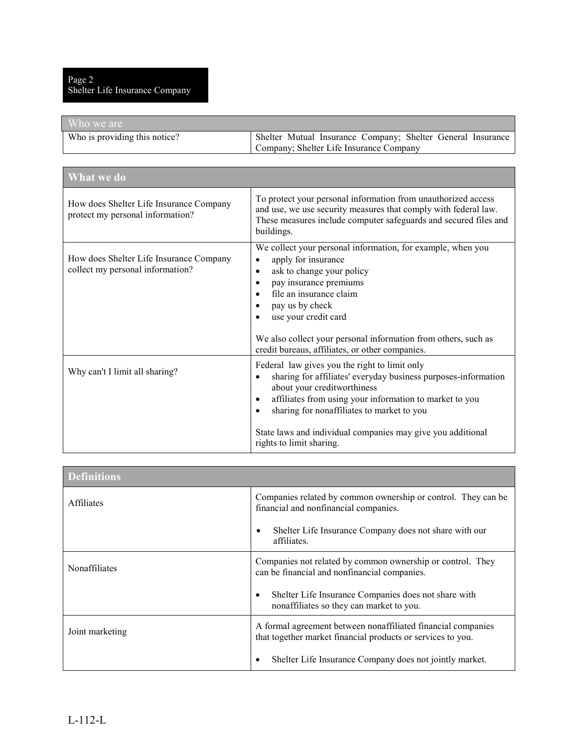| Who we are | |
|---|---|
| Who is providing this notice? | Shelter Mutual Insurance Company; Shelter General Insurance Company; Shelter Life Insurance Company |

| What we do | |
|---|---|
| How does Shelter Life Insurance Company protect my personal information? | To protect your personal information from unauthorized access and use, we use security measures that comply with federal law. These measures include computer safeguards and secured files and buildings. |
| How does Shelter Life Insurance Company collect my personal information? | We collect your personal information, for example, when you<br>• apply for insurance<br>• ask to change your policy<br>• pay insurance premiums<br>• file an insurance claim<br>• pay us by check<br>• use your credit card<br><br>We also collect your personal information from others, such as credit bureaus, affiliates, or other companies. |
| Why can't I limit all sharing? | Federal law gives you the right to limit only<br>• sharing for affiliates' everyday business purposes-information about your creditworthiness<br>• affiliates from using your information to market to you<br>• sharing for nonaffiliates to market to you<br><br>State laws and individual companies may give you additional rights to limit sharing. |

| Definitions | |
|---|---|
| Affiliates | Companies related by common ownership or control. They can be financial and nonfinancial companies.<br><br>• Shelter Life Insurance Company does not share with our affiliates. |
| Nonaffiliates | Companies not related by common ownership or control. They can be financial and nonfinancial companies.<br><br>• Shelter Life Insurance Companies does not share with nonaffiliates so they can market to you. |
| Joint marketing | A formal agreement between nonaffiliated financial companies that together market financial products or services to you.<br><br>• Shelter Life Insurance Company does not jointly market. |

L-112-L